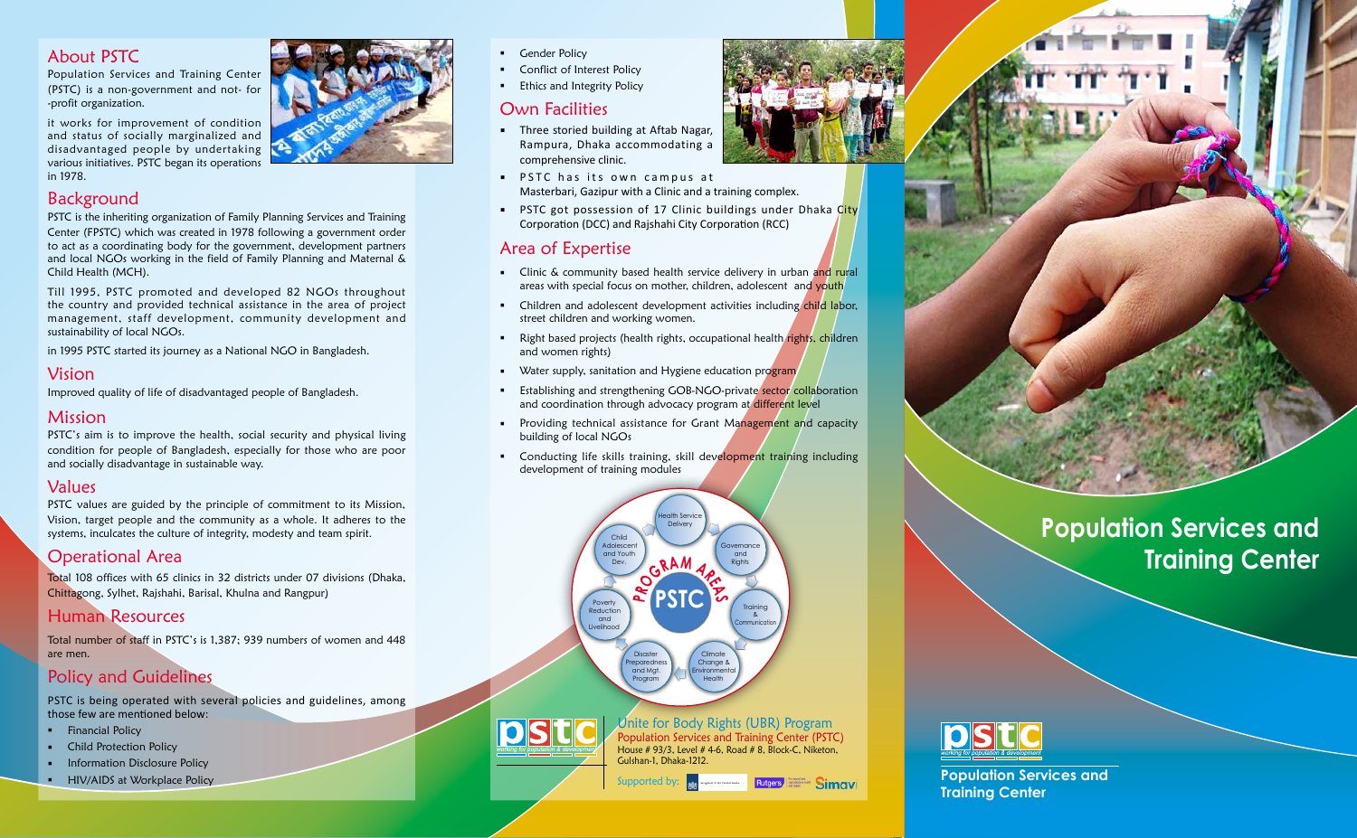## About PSTC

Population Services and Training Center (PSTC) is a non-government and not- for -profit organization.

it works for improvement of condition and status of socially marginalized and disadvantaged people by undertaking various initiatives. PSTC began its operations in 1978.

## Background

PSTC is the inheriting organization of Family Planning Services and Training Center (FPSTC) which was created in 1978 following a government order to act as a coordinating body for the government, development partners and local NGOs working in the field of Family Planning and Maternal & Child Health (MCH).

Till 1995, PSTC promoted and developed 82 NGOs throughout the country and provided technical assistance in the area of project management, staff development, community development and sustainability of local NGOs.

in 1995 PSTC started its journey as a National NGO in Bangladesh.

## Vision

Improved quality of life of disadvantaged people of Bangladesh.

## Mission

PSTC's aim is to improve the health, social security and physical living condition for people of Bangladesh, especially for those who are poor and socially disadvantage in sustainable way.

## Values

PSTC values are guided by the principle of commitment to its Mission, Vision, target people and the community as a whole. It adheres to the systems, inculcates the culture of integrity, modesty and team spirit.

## Operational Area

Total 108 offices with 65 clinics in 32 districts under 07 divisions (Dhaka, Chittagong, Sylhet, Rajshahi, Barisal, Khulna and Rangpur)

## Human Resources

Total number of staff in PSTC's is 1,387; 939 numbers of women and 448 are men.

## Policy and Guidelines

PSTC is being operated with several policies and guidelines, among those few are mentioned below:

- Financial Policy
- Child Protection Policy
- Information Disclosure Policy
- HIV/AIDS at Workplace Policy
- Gender Policy
- Conflict of Interest Policy
- Ethics and Integrity Policy

## Own Facilities

- Three storied building at Aftab Nagar, Rampura, Dhaka accommodating a comprehensive clinic.
- PSTC has its own campus at Masterbari, Gazipur with a Clinic and a training complex.
- PSTC got possession of 17 Clinic buildings under Dhaka City Corporation (DCC) and Rajshahi City Corporation (RCC)

## Area of Expertise

- Clinic & community based health service delivery in urban and rural areas with special focus on mother, children, adolescent and youth
- Children and adolescent development activities including child labor, street children and working women.
- Right based projects (health rights, occupational health rights, children and women rights)
- Water supply, sanitation and Hygiene education program
- Establishing and strengthening GOB-NGO-private sector collaboration and coordination through advocacy program at different level
- Providing technical assistance for Grant Management and capacity building of local NGOs
- Conducting life skills training, skill development training including development of training modules

**PROGRAM AREAS — PSTC**

- Health Service Delivery
- Governance and Rights
- Training & Communication
- Climate Change & Environmental Health
- Disaster Preparedness and Mgt. Program
- Poverty Reduction and Livelihood
- Child Adolescent and Youth Dev.

pstc — working for population & development

**Unite for Body Rights (UBR) Program**

Population Services and Training Center (PSTC)

House # 93/3, Level # 4-6, Road # 8, Block-C, Niketon, Gulshan-1, Dhaka-1212.

Supported by: Rutgers, Simavi

# Population Services and Training Center

pstc — working for population & development

**Population Services and Training Center**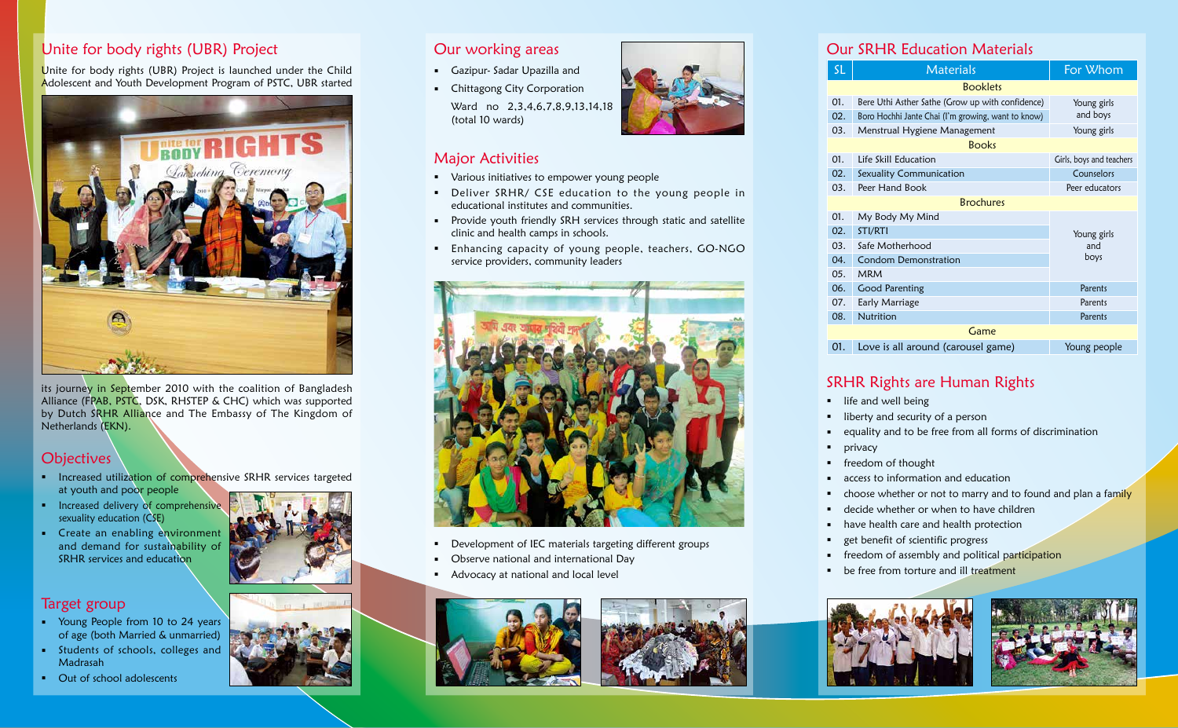## Unite for body rights (UBR) Project

Unite for body rights (UBR) Project is launched under the Child Adolescent and Youth Development Program of PSTC, UBR started its journey in September 2010 with the coalition of Bangladesh Alliance (FPAB, PSTC, DSK, RHSTEP & CHC) which was supported by Dutch SRHR Alliance and The Embassy of The Kingdom of Netherlands (EKN).

## Objectives

- Increased utilization of comprehensive SRHR services targeted at youth and poor people
- Increased delivery of comprehensive sexuality education (CSE)
- Create an enabling environment and demand for sustainability of SRHR services and education

## Target group

- Young People from 10 to 24 years of age (both Married & unmarried)
- Students of schools, colleges and Madrasah
- Out of school adolescents

## Our working areas

- Gazipur- Sadar Upazilla and
- Chittagong City Corporation
  Ward no 2,3,4,6,7,8,9,13,14,18 (total 10 wards)

## Major Activities

- Various initiatives to empower young people
- Deliver SRHR/ CSE education to the young people in educational institutes and communities.
- Provide youth friendly SRH services through static and satellite clinic and health camps in schools.
- Enhancing capacity of young people, teachers, GO-NGO service providers, community leaders
- Development of IEC materials targeting different groups
- Observe national and international Day
- Advocacy at national and local level

## Our SRHR Education Materials

| SL | Materials | For Whom |
|---|---|---|
| | **Booklets** | |
| 01. | Bere Uthi Asther Sathe (Grow up with confidence) | Young girls and boys |
| 02. | Boro Hochhi Jante Chai (I'm growing, want to know) | Young girls and boys |
| 03. | Menstrual Hygiene Management | Young girls |
| | **Books** | |
| 01. | Life Skill Education | Girls, boys and teachers |
| 02. | Sexuality Communication | Counselors |
| 03. | Peer Hand Book | Peer educators |
| | **Brochures** | |
| 01. | My Body My Mind | Young girls and boys |
| 02. | STI/RTI | Young girls and boys |
| 03. | Safe Motherhood | Young girls and boys |
| 04. | Condom Demonstration | Young girls and boys |
| 05. | MRM | Young girls and boys |
| 06. | Good Parenting | Parents |
| 07. | Early Marriage | Parents |
| 08. | Nutrition | Parents |
| | **Game** | |
| 01. | Love is all around (carousel game) | Young people |

## SRHR Rights are Human Rights

- life and well being
- liberty and security of a person
- equality and to be free from all forms of discrimination
- privacy
- freedom of thought
- access to information and education
- choose whether or not to marry and to found and plan a family
- decide whether or when to have children
- have health care and health protection
- get benefit of scientific progress
- freedom of assembly and political participation
- be free from torture and ill treatment